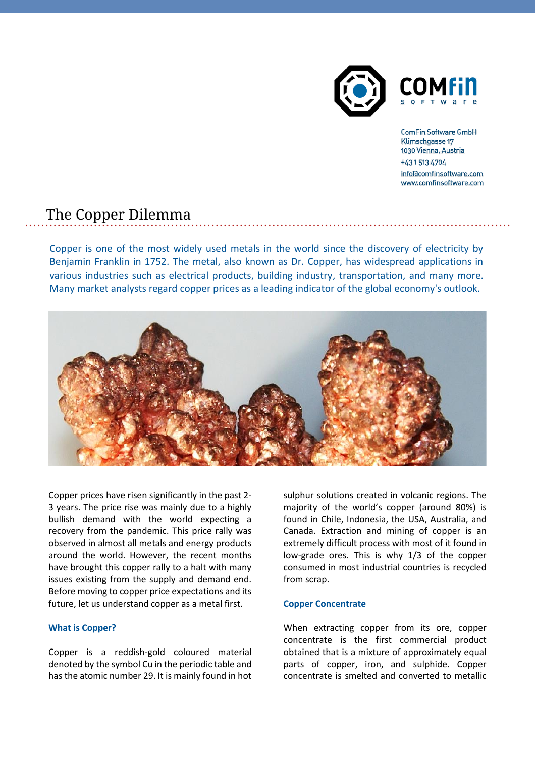ComFin Software GmbH
Klimschgasse 17
1030 Vienna, Austria
+43 1 513 4704
info@comfinsoftware.com
www.comfinsoftware.com

# The Copper Dilemma

Copper is one of the most widely used metals in the world since the discovery of electricity by Benjamin Franklin in 1752. The metal, also known as Dr. Copper, has widespread applications in various industries such as electrical products, building industry, transportation, and many more. Many market analysts regard copper prices as a leading indicator of the global economy's outlook.

Copper prices have risen significantly in the past 2-3 years. The price rise was mainly due to a highly bullish demand with the world expecting a recovery from the pandemic. This price rally was observed in almost all metals and energy products around the world. However, the recent months have brought this copper rally to a halt with many issues existing from the supply and demand end. Before moving to copper price expectations and its future, let us understand copper as a metal first.

### What is Copper?

Copper is a reddish-gold coloured material denoted by the symbol Cu in the periodic table and has the atomic number 29. It is mainly found in hot sulphur solutions created in volcanic regions. The majority of the world's copper (around 80%) is found in Chile, Indonesia, the USA, Australia, and Canada. Extraction and mining of copper is an extremely difficult process with most of it found in low-grade ores. This is why 1/3 of the copper consumed in most industrial countries is recycled from scrap.

### Copper Concentrate

When extracting copper from its ore, copper concentrate is the first commercial product obtained that is a mixture of approximately equal parts of copper, iron, and sulphide. Copper concentrate is smelted and converted to metallic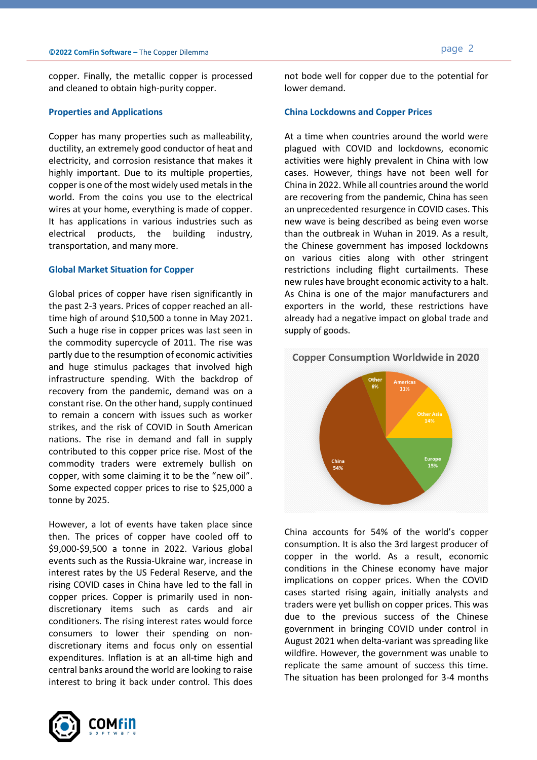copper. Finally, the metallic copper is processed and cleaned to obtain high-purity copper.

### Properties and Applications

Copper has many properties such as malleability, ductility, an extremely good conductor of heat and electricity, and corrosion resistance that makes it highly important. Due to its multiple properties, copper is one of the most widely used metals in the world. From the coins you use to the electrical wires at your home, everything is made of copper. It has applications in various industries such as electrical products, the building industry, transportation, and many more.

### Global Market Situation for Copper

Global prices of copper have risen significantly in the past 2-3 years. Prices of copper reached an all-time high of around $10,500 a tonne in May 2021. Such a huge rise in copper prices was last seen in the commodity supercycle of 2011. The rise was partly due to the resumption of economic activities and huge stimulus packages that involved high infrastructure spending. With the backdrop of recovery from the pandemic, demand was on a constant rise. On the other hand, supply continued to remain a concern with issues such as worker strikes, and the risk of COVID in South American nations. The rise in demand and fall in supply contributed to this copper price rise. Most of the commodity traders were extremely bullish on copper, with some claiming it to be the "new oil". Some expected copper prices to rise to $25,000 a tonne by 2025.

However, a lot of events have taken place since then. The prices of copper have cooled off to $9,000-$9,500 a tonne in 2022. Various global events such as the Russia-Ukraine war, increase in interest rates by the US Federal Reserve, and the rising COVID cases in China have led to the fall in copper prices. Copper is primarily used in non-discretionary items such as cards and air conditioners. The rising interest rates would force consumers to lower their spending on non-discretionary items and focus only on essential expenditures. Inflation is at an all-time high and central banks around the world are looking to raise interest to bring it back under control. This does not bode well for copper due to the potential for lower demand.

### China Lockdowns and Copper Prices

At a time when countries around the world were plagued with COVID and lockdowns, economic activities were highly prevalent in China with low cases. However, things have not been well for China in 2022. While all countries around the world are recovering from the pandemic, China has seen an unprecedented resurgence in COVID cases. This new wave is being described as being even worse than the outbreak in Wuhan in 2019. As a result, the Chinese government has imposed lockdowns on various cities along with other stringent restrictions including flight curtailments. These new rules have brought economic activity to a halt. As China is one of the major manufacturers and exporters in the world, these restrictions have already had a negative impact on global trade and supply of goods.

**Copper Consumption Worldwide in 2020**

| Region | Share |
|---|---|
| China | 54% |
| Europe | 15% |
| Other Asia | 14% |
| Americas | 11% |
| Other | 6% |

China accounts for 54% of the world's copper consumption. It is also the 3rd largest producer of copper in the world. As a result, economic conditions in the Chinese economy have major implications on copper prices. When the COVID cases started rising again, initially analysts and traders were yet bullish on copper prices. This was due to the previous success of the Chinese government in bringing COVID under control in August 2021 when delta-variant was spreading like wildfire. However, the government was unable to replicate the same amount of success this time. The situation has been prolonged for 3-4 months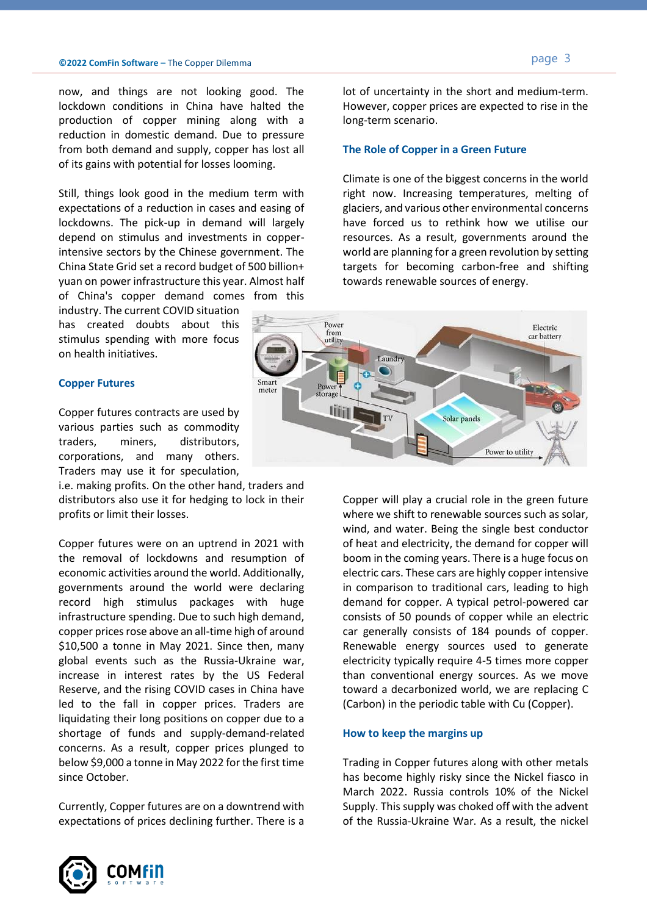now, and things are not looking good. The lockdown conditions in China have halted the production of copper mining along with a reduction in domestic demand. Due to pressure from both demand and supply, copper has lost all of its gains with potential for losses looming.

Still, things look good in the medium term with expectations of a reduction in cases and easing of lockdowns. The pick-up in demand will largely depend on stimulus and investments in copper-intensive sectors by the Chinese government. The China State Grid set a record budget of 500 billion+ yuan on power infrastructure this year. Almost half of China's copper demand comes from this industry. The current COVID situation has created doubts about this stimulus spending with more focus on health initiatives.

## Copper Futures

Copper futures contracts are used by various parties such as commodity traders, miners, distributors, corporations, and many others. Traders may use it for speculation, i.e. making profits. On the other hand, traders and distributors also use it for hedging to lock in their profits or limit their losses.

Copper futures were on an uptrend in 2021 with the removal of lockdowns and resumption of economic activities around the world. Additionally, governments around the world were declaring record high stimulus packages with huge infrastructure spending. Due to such high demand, copper prices rose above an all-time high of around $10,500 a tonne in May 2021. Since then, many global events such as the Russia-Ukraine war, increase in interest rates by the US Federal Reserve, and the rising COVID cases in China have led to the fall in copper prices. Traders are liquidating their long positions on copper due to a shortage of funds and supply-demand-related concerns. As a result, copper prices plunged to below $9,000 a tonne in May 2022 for the first time since October.

Currently, Copper futures are on a downtrend with expectations of prices declining further. There is a lot of uncertainty in the short and medium-term. However, copper prices are expected to rise in the long-term scenario.

## The Role of Copper in a Green Future

Climate is one of the biggest concerns in the world right now. Increasing temperatures, melting of glaciers, and various other environmental concerns have forced us to rethink how we utilise our resources. As a result, governments around the world are planning for a green revolution by setting targets for becoming carbon-free and shifting towards renewable sources of energy.

Copper will play a crucial role in the green future where we shift to renewable sources such as solar, wind, and water. Being the single best conductor of heat and electricity, the demand for copper will boom in the coming years. There is a huge focus on electric cars. These cars are highly copper intensive in comparison to traditional cars, leading to high demand for copper. A typical petrol-powered car consists of 50 pounds of copper while an electric car generally consists of 184 pounds of copper. Renewable energy sources used to generate electricity typically require 4-5 times more copper than conventional energy sources. As we move toward a decarbonized world, we are replacing C (Carbon) in the periodic table with Cu (Copper).

## How to keep the margins up

Trading in Copper futures along with other metals has become highly risky since the Nickel fiasco in March 2022. Russia controls 10% of the Nickel Supply. This supply was choked off with the advent of the Russia-Ukraine War. As a result, the nickel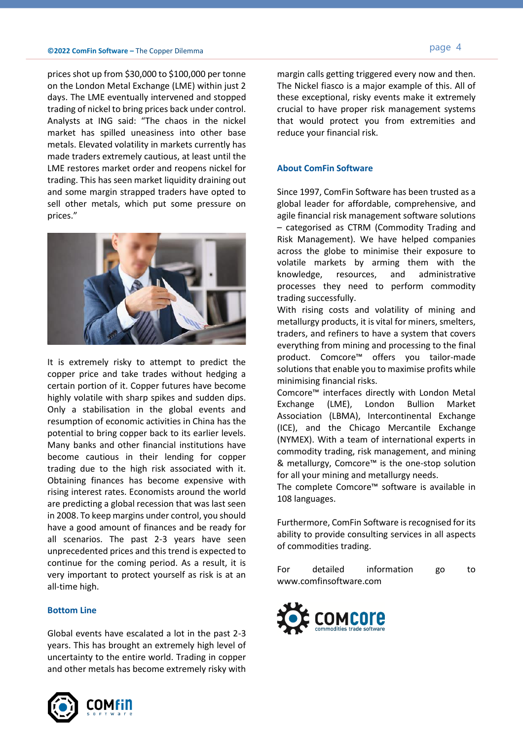prices shot up from $30,000 to $100,000 per tonne on the London Metal Exchange (LME) within just 2 days. The LME eventually intervened and stopped trading of nickel to bring prices back under control. Analysts at ING said: "The chaos in the nickel market has spilled uneasiness into other base metals. Elevated volatility in markets currently has made traders extremely cautious, at least until the LME restores market order and reopens nickel for trading. This has seen market liquidity draining out and some margin strapped traders have opted to sell other metals, which put some pressure on prices."

It is extremely risky to attempt to predict the copper price and take trades without hedging a certain portion of it. Copper futures have become highly volatile with sharp spikes and sudden dips. Only a stabilisation in the global events and resumption of economic activities in China has the potential to bring copper back to its earlier levels. Many banks and other financial institutions have become cautious in their lending for copper trading due to the high risk associated with it. Obtaining finances has become expensive with rising interest rates. Economists around the world are predicting a global recession that was last seen in 2008. To keep margins under control, you should have a good amount of finances and be ready for all scenarios. The past 2-3 years have seen unprecedented prices and this trend is expected to continue for the coming period. As a result, it is very important to protect yourself as risk is at an all-time high.

## Bottom Line

Global events have escalated a lot in the past 2-3 years. This has brought an extremely high level of uncertainty to the entire world. Trading in copper and other metals has become extremely risky with margin calls getting triggered every now and then. The Nickel fiasco is a major example of this. All of these exceptional, risky events make it extremely crucial to have proper risk management systems that would protect you from extremities and reduce your financial risk.

## About ComFin Software

Since 1997, ComFin Software has been trusted as a global leader for affordable, comprehensive, and agile financial risk management software solutions – categorised as CTRM (Commodity Trading and Risk Management). We have helped companies across the globe to minimise their exposure to volatile markets by arming them with the knowledge, resources, and administrative processes they need to perform commodity trading successfully.

With rising costs and volatility of mining and metallurgy products, it is vital for miners, smelters, traders, and refiners to have a system that covers everything from mining and processing to the final product. Comcore™ offers you tailor-made solutions that enable you to maximise profits while minimising financial risks.

Comcore™ interfaces directly with London Metal Exchange (LME), London Bullion Market Association (LBMA), Intercontinental Exchange (ICE), and the Chicago Mercantile Exchange (NYMEX). With a team of international experts in commodity trading, risk management, and mining & metallurgy, Comcore™ is the one-stop solution for all your mining and metallurgy needs.

The complete Comcore™ software is available in 108 languages.

Furthermore, ComFin Software is recognised for its ability to provide consulting services in all aspects of commodities trading.

For detailed information go to www.comfinsoftware.com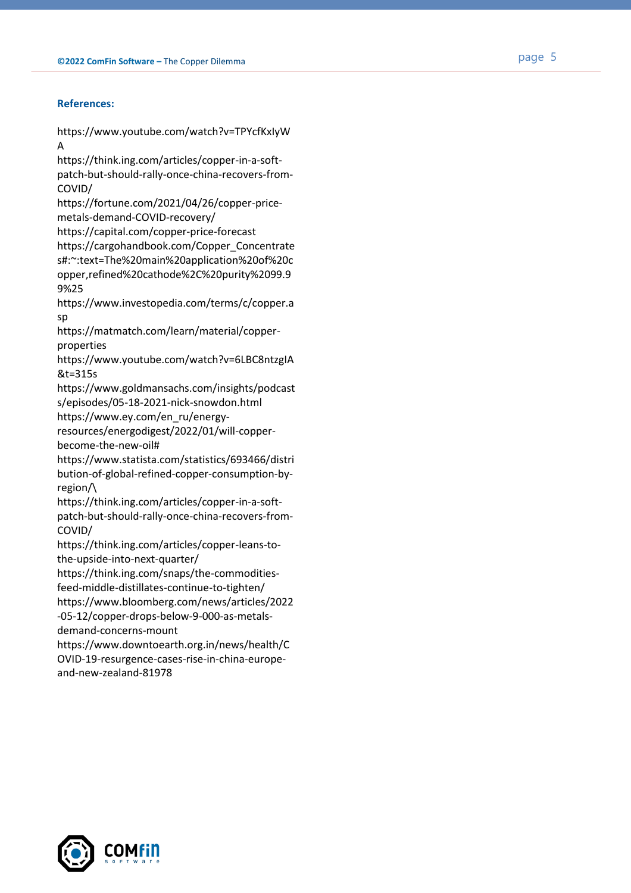**References:**

https://www.youtube.com/watch?v=TPYcfKxIyWA
https://think.ing.com/articles/copper-in-a-soft-patch-but-should-rally-once-china-recovers-from-COVID/
https://fortune.com/2021/04/26/copper-price-metals-demand-COVID-recovery/
https://capital.com/copper-price-forecast
https://cargohandbook.com/Copper_Concentrates#:~:text=The%20main%20application%20of%20copper,refined%20cathode%2C%20purity%2099.99%25
https://www.investopedia.com/terms/c/copper.asp
https://matmatch.com/learn/material/copper-properties
https://www.youtube.com/watch?v=6LBC8ntzgIA&t=315s
https://www.goldmansachs.com/insights/podcasts/episodes/05-18-2021-nick-snowdon.html
https://www.ey.com/en_ru/energy-resources/energodigest/2022/01/will-copper-become-the-new-oil#
https://www.statista.com/statistics/693466/distribution-of-global-refined-copper-consumption-by-region/\
https://think.ing.com/articles/copper-in-a-soft-patch-but-should-rally-once-china-recovers-from-COVID/
https://think.ing.com/articles/copper-leans-to-the-upside-into-next-quarter/
https://think.ing.com/snaps/the-commodities-feed-middle-distillates-continue-to-tighten/
https://www.bloomberg.com/news/articles/2022-05-12/copper-drops-below-9-000-as-metals-demand-concerns-mount
https://www.downtoearth.org.in/news/health/COVID-19-resurgence-cases-rise-in-china-europe-and-new-zealand-81978